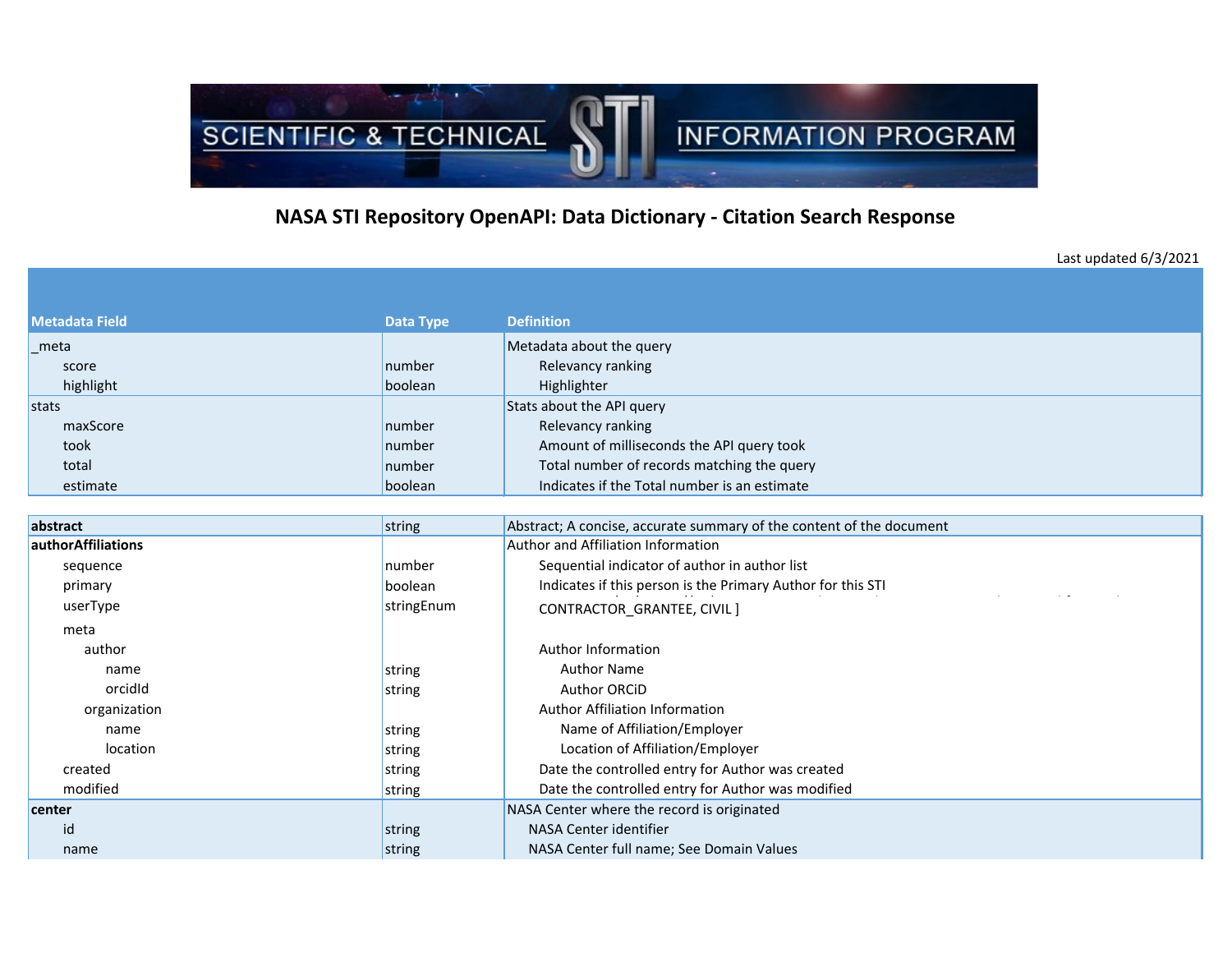SCIENTIFIC & TECHNICAL STI INFORMATION PROGRAM

# NASA STI Repository OpenAPI: Data Dictionary - Citation Search Response

Last updated 6/3/2021

| Metadata Field | Data Type | Definition |
|---|---|---|
| _meta | | Metadata about the query |
| score | number | Relevancy ranking |
| highlight | boolean | Highlighter |
| stats | | Stats about the API query |
| maxScore | number | Relevancy ranking |
| took | number | Amount of milliseconds the API query took |
| total | number | Total number of records matching the query |
| estimate | boolean | Indicates if the Total number is an estimate |
| **abstract** | string | Abstract; A concise, accurate summary of the content of the document |
| **authorAffiliations** | | Author and Affiliation Information |
| sequence | number | Sequential indicator of author in author list |
| primary | boolean | Indicates if this person is the Primary Author for this STI |
| userType | stringEnum | CONTRACTOR_GRANTEE, CIVIL ] |
| meta | | |
| author | | Author Information |
| name | string | Author Name |
| orcidId | string | Author ORCiD |
| organization | | Author Affiliation Information |
| name | string | Name of Affiliation/Employer |
| location | string | Location of Affiliation/Employer |
| created | string | Date the controlled entry for Author was created |
| modified | string | Date the controlled entry for Author was modified |
| **center** | | NASA Center where the record is originated |
| id | string | NASA Center identifier |
| name | string | NASA Center full name; See Domain Values |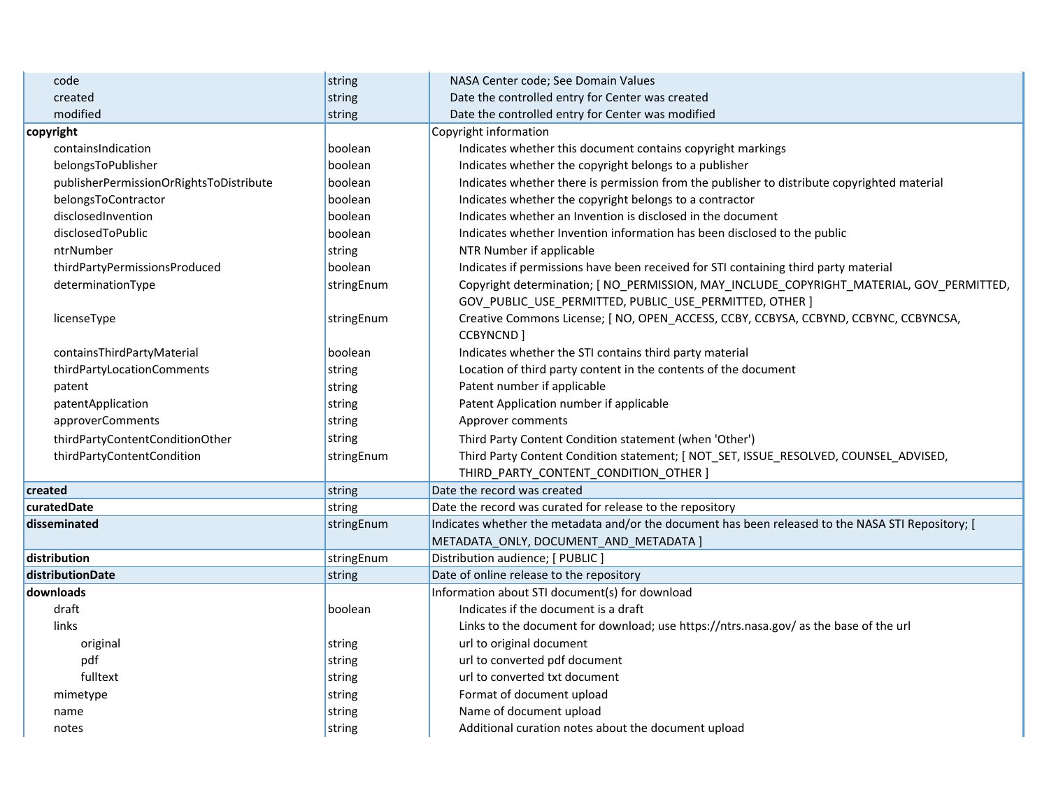| Field | Type | Description |
|---|---|---|
| code | string | NASA Center code; See Domain Values |
| created | string | Date the controlled entry for Center was created |
| modified | string | Date the controlled entry for Center was modified |
| **copyright** | | Copyright information |
| containsIndication | boolean | Indicates whether this document contains copyright markings |
| belongsToPublisher | boolean | Indicates whether the copyright belongs to a publisher |
| publisherPermissionOrRightsToDistribute | boolean | Indicates whether there is permission from the publisher to distribute copyrighted material |
| belongsToContractor | boolean | Indicates whether the copyright belongs to a contractor |
| disclosedInvention | boolean | Indicates whether an Invention is disclosed in the document |
| disclosedToPublic | boolean | Indicates whether Invention information has been disclosed to the public |
| ntrNumber | string | NTR Number if applicable |
| thirdPartyPermissionsProduced | boolean | Indicates if permissions have been received for STI containing third party material |
| determinationType | stringEnum | Copyright determination; [ NO_PERMISSION, MAY_INCLUDE_COPYRIGHT_MATERIAL, GOV_PERMITTED, GOV_PUBLIC_USE_PERMITTED, PUBLIC_USE_PERMITTED, OTHER ] |
| licenseType | stringEnum | Creative Commons License; [ NO, OPEN_ACCESS, CCBY, CCBYSA, CCBYND, CCBYNC, CCBYNCSA, CCBYNCND ] |
| containsThirdPartyMaterial | boolean | Indicates whether the STI contains third party material |
| thirdPartyLocationComments | string | Location of third party content in the contents of the document |
| patent | string | Patent number if applicable |
| patentApplication | string | Patent Application number if applicable |
| approverComments | string | Approver comments |
| thirdPartyContentConditionOther | string | Third Party Content Condition statement (when 'Other') |
| thirdPartyContentCondition | stringEnum | Third Party Content Condition statement; [ NOT_SET, ISSUE_RESOLVED, COUNSEL_ADVISED, THIRD_PARTY_CONTENT_CONDITION_OTHER ] |
| **created** | string | Date the record was created |
| **curatedDate** | string | Date the record was curated for release to the repository |
| **disseminated** | stringEnum | Indicates whether the metadata and/or the document has been released to the NASA STI Repository; [ METADATA_ONLY, DOCUMENT_AND_METADATA ] |
| **distribution** | stringEnum | Distribution audience; [ PUBLIC ] |
| **distributionDate** | string | Date of online release to the repository |
| **downloads** | | Information about STI document(s) for download |
| draft | boolean | Indicates if the document is a draft |
| links | | Links to the document for download; use https://ntrs.nasa.gov/ as the base of the url |
| original | string | url to original document |
| pdf | string | url to converted pdf document |
| fulltext | string | url to converted txt document |
| mimetype | string | Format of document upload |
| name | string | Name of document upload |
| notes | string | Additional curation notes about the document upload |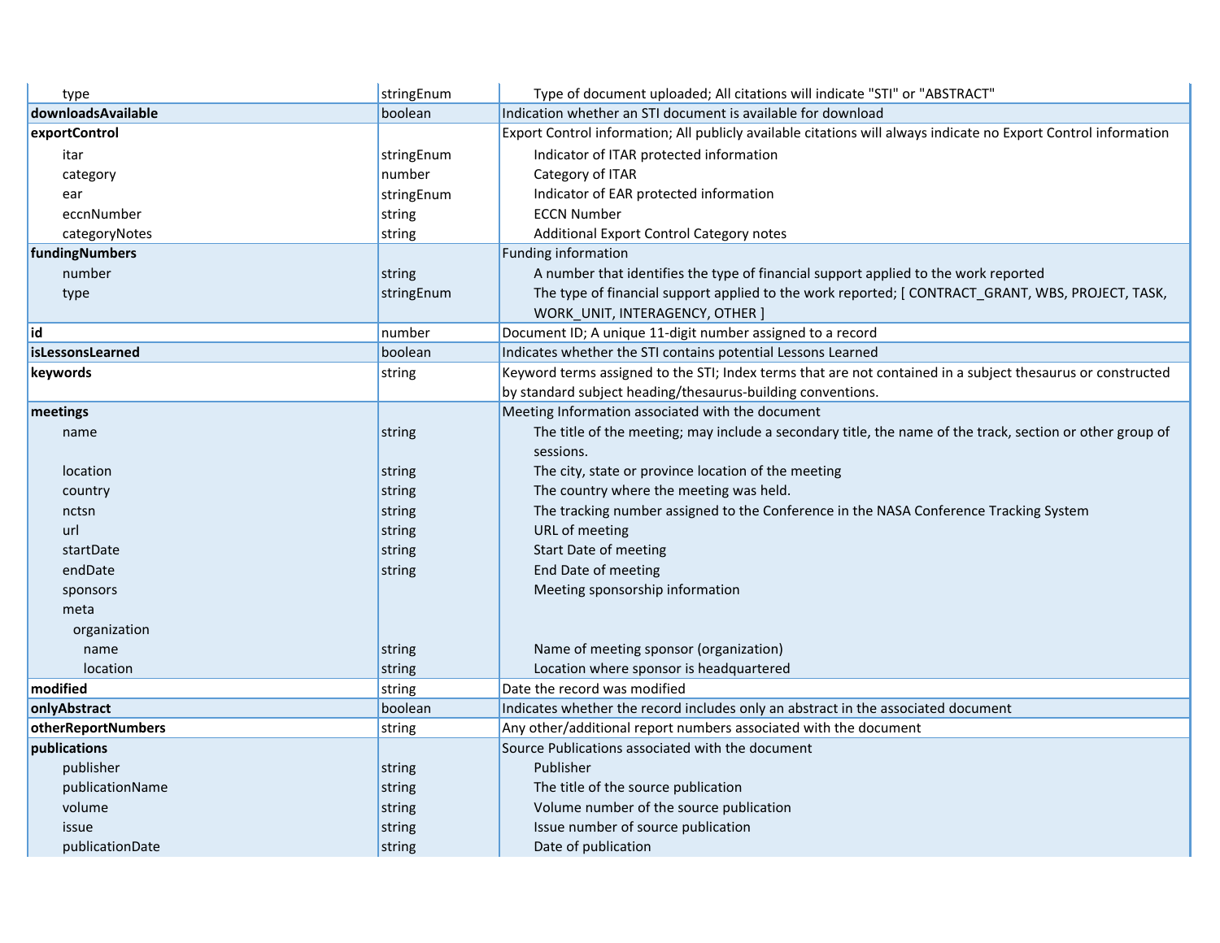| | | |
|---|---|---|
| type | stringEnum | Type of document uploaded; All citations will indicate "STI" or "ABSTRACT" |
| **downloadsAvailable** | boolean | Indication whether an STI document is available for download |
| **exportControl** | | Export Control information; All publicly available citations will always indicate no Export Control information |
| itar | stringEnum | Indicator of ITAR protected information |
| category | number | Category of ITAR |
| ear | stringEnum | Indicator of EAR protected information |
| eccnNumber | string | ECCN Number |
| categoryNotes | string | Additional Export Control Category notes |
| **fundingNumbers** | | Funding information |
| number | string | A number that identifies the type of financial support applied to the work reported |
| type | stringEnum | The type of financial support applied to the work reported; [ CONTRACT_GRANT, WBS, PROJECT, TASK, WORK_UNIT, INTERAGENCY, OTHER ] |
| **id** | number | Document ID; A unique 11-digit number assigned to a record |
| **isLessonsLearned** | boolean | Indicates whether the STI contains potential Lessons Learned |
| **keywords** | string | Keyword terms assigned to the STI; Index terms that are not contained in a subject thesaurus or constructed by standard subject heading/thesaurus-building conventions. |
| **meetings** | | Meeting Information associated with the document |
| name | string | The title of the meeting; may include a secondary title, the name of the track, section or other group of sessions. |
| location | string | The city, state or province location of the meeting |
| country | string | The country where the meeting was held. |
| nctsn | string | The tracking number assigned to the Conference in the NASA Conference Tracking System |
| url | string | URL of meeting |
| startDate | string | Start Date of meeting |
| endDate | string | End Date of meeting |
| sponsors | | Meeting sponsorship information |
| meta | | |
| organization | | |
| name | string | Name of meeting sponsor (organization) |
| location | string | Location where sponsor is headquartered |
| **modified** | string | Date the record was modified |
| **onlyAbstract** | boolean | Indicates whether the record includes only an abstract in the associated document |
| **otherReportNumbers** | string | Any other/additional report numbers associated with the document |
| **publications** | | Source Publications associated with the document |
| publisher | string | Publisher |
| publicationName | string | The title of the source publication |
| volume | string | Volume number of the source publication |
| issue | string | Issue number of source publication |
| publicationDate | string | Date of publication |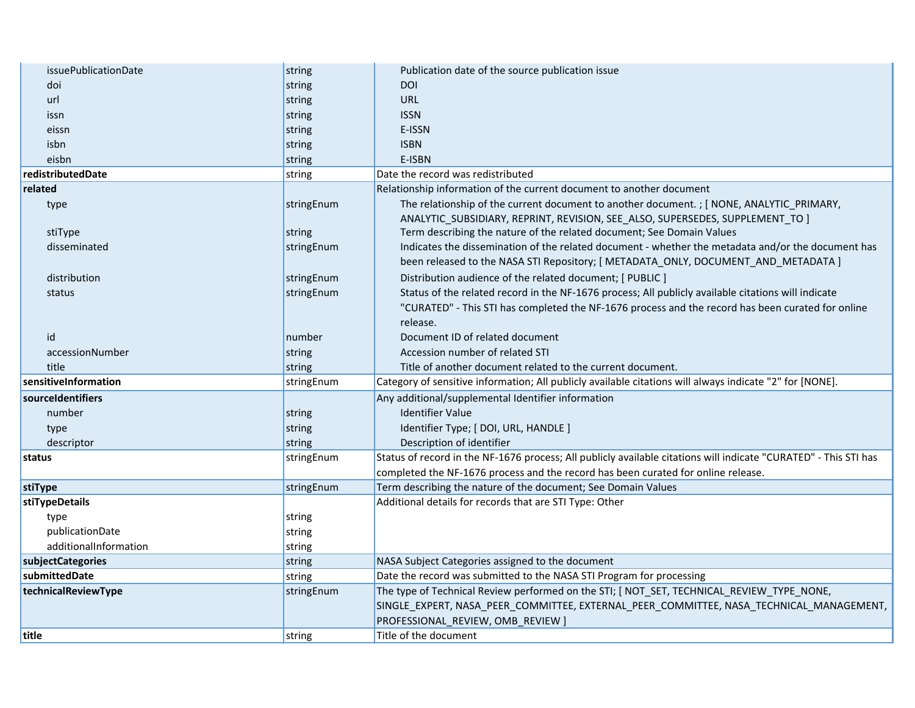| Field | Type | Description |
|---|---|---|
| issuePublicationDate | string | Publication date of the source publication issue |
| doi | string | DOI |
| url | string | URL |
| issn | string | ISSN |
| eissn | string | E-ISSN |
| isbn | string | ISBN |
| eisbn | string | E-ISBN |
| **redistributedDate** | string | Date the record was redistributed |
| **related** | | Relationship information of the current document to another document |
| type | stringEnum | The relationship of the current document to another document. ; [ NONE, ANALYTIC_PRIMARY, ANALYTIC_SUBSIDIARY, REPRINT, REVISION, SEE_ALSO, SUPERSEDES, SUPPLEMENT_TO ] |
| stiType | string | Term describing the nature of the related document; See Domain Values |
| disseminated | stringEnum | Indicates the dissemination of the related document - whether the metadata and/or the document has been released to the NASA STI Repository; [ METADATA_ONLY, DOCUMENT_AND_METADATA ] |
| distribution | stringEnum | Distribution audience of the related document; [ PUBLIC ] |
| status | stringEnum | Status of the related record in the NF-1676 process; All publicly available citations will indicate "CURATED" - This STI has completed the NF-1676 process and the record has been curated for online release. |
| id | number | Document ID of related document |
| accessionNumber | string | Accession number of related STI |
| title | string | Title of another document related to the current document. |
| **sensitiveInformation** | stringEnum | Category of sensitive information; All publicly available citations will always indicate "2" for [NONE]. |
| **sourceIdentifiers** | | Any additional/supplemental Identifier information |
| number | string | Identifier Value |
| type | string | Identifier Type; [ DOI, URL, HANDLE ] |
| descriptor | string | Description of identifier |
| **status** | stringEnum | Status of record in the NF-1676 process; All publicly available citations will indicate "CURATED" - This STI has completed the NF-1676 process and the record has been curated for online release. |
| **stiType** | stringEnum | Term describing the nature of the document; See Domain Values |
| **stiTypeDetails** | | Additional details for records that are STI Type: Other |
| type | string | |
| publicationDate | string | |
| additionalInformation | string | |
| **subjectCategories** | string | NASA Subject Categories assigned to the document |
| **submittedDate** | string | Date the record was submitted to the NASA STI Program for processing |
| **technicalReviewType** | stringEnum | The type of Technical Review performed on the STI; [ NOT_SET, TECHNICAL_REVIEW_TYPE_NONE, SINGLE_EXPERT, NASA_PEER_COMMITTEE, EXTERNAL_PEER_COMMITTEE, NASA_TECHNICAL_MANAGEMENT, PROFESSIONAL_REVIEW, OMB_REVIEW ] |
| **title** | string | Title of the document |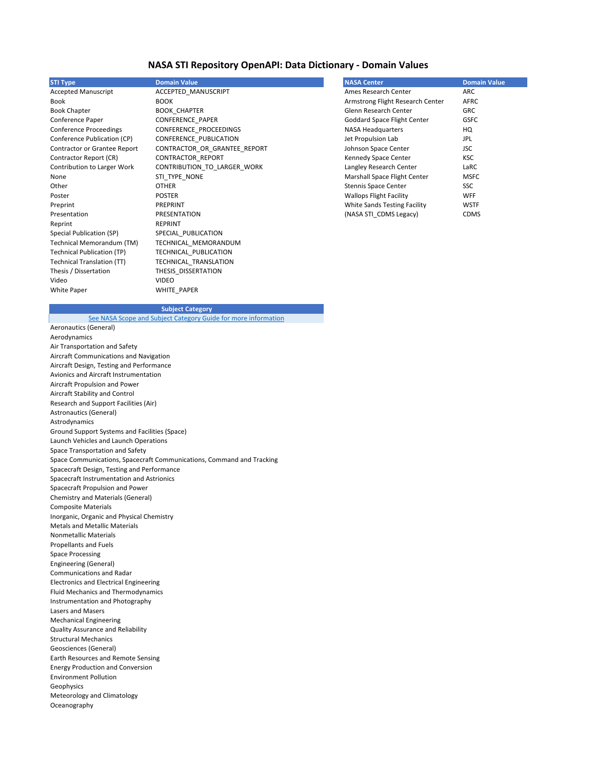# NASA STI Repository OpenAPI: Data Dictionary - Domain Values

| STI Type | Domain Value |
| --- | --- |
| Accepted Manuscript | ACCEPTED_MANUSCRIPT |
| Book | BOOK |
| Book Chapter | BOOK_CHAPTER |
| Conference Paper | CONFERENCE_PAPER |
| Conference Proceedings | CONFERENCE_PROCEEDINGS |
| Conference Publication (CP) | CONFERENCE_PUBLICATION |
| Contractor or Grantee Report | CONTRACTOR_OR_GRANTEE_REPORT |
| Contractor Report (CR) | CONTRACTOR_REPORT |
| Contribution to Larger Work | CONTRIBUTION_TO_LARGER_WORK |
| None | STI_TYPE_NONE |
| Other | OTHER |
| Poster | POSTER |
| Preprint | PREPRINT |
| Presentation | PRESENTATION |
| Reprint | REPRINT |
| Special Publication (SP) | SPECIAL_PUBLICATION |
| Technical Memorandum (TM) | TECHNICAL_MEMORANDUM |
| Technical Publication (TP) | TECHNICAL_PUBLICATION |
| Technical Translation (TT) | TECHNICAL_TRANSLATION |
| Thesis / Dissertation | THESIS_DISSERTATION |
| Video | VIDEO |
| White Paper | WHITE_PAPER |

| NASA Center | Domain Value |
| --- | --- |
| Ames Research Center | ARC |
| Armstrong Flight Research Center | AFRC |
| Glenn Research Center | GRC |
| Goddard Space Flight Center | GSFC |
| NASA Headquarters | HQ |
| Jet Propulsion Lab | JPL |
| Johnson Space Center | JSC |
| Kennedy Space Center | KSC |
| Langley Research Center | LaRC |
| Marshall Space Flight Center | MSFC |
| Stennis Space Center | SSC |
| Wallops Flight Facility | WFF |
| White Sands Testing Facility | WSTF |
| (NASA STI_CDMS Legacy) | CDMS |

| Subject Category |
| --- |
| See NASA Scope and Subject Category Guide for more information |
| Aeronautics (General) |
| Aerodynamics |
| Air Transportation and Safety |
| Aircraft Communications and Navigation |
| Aircraft Design, Testing and Performance |
| Avionics and Aircraft Instrumentation |
| Aircraft Propulsion and Power |
| Aircraft Stability and Control |
| Research and Support Facilities (Air) |
| Astronautics (General) |
| Astrodynamics |
| Ground Support Systems and Facilities (Space) |
| Launch Vehicles and Launch Operations |
| Space Transportation and Safety |
| Space Communications, Spacecraft Communications, Command and Tracking |
| Spacecraft Design, Testing and Performance |
| Spacecraft Instrumentation and Astrionics |
| Spacecraft Propulsion and Power |
| Chemistry and Materials (General) |
| Composite Materials |
| Inorganic, Organic and Physical Chemistry |
| Metals and Metallic Materials |
| Nonmetallic Materials |
| Propellants and Fuels |
| Space Processing |
| Engineering (General) |
| Communications and Radar |
| Electronics and Electrical Engineering |
| Fluid Mechanics and Thermodynamics |
| Instrumentation and Photography |
| Lasers and Masers |
| Mechanical Engineering |
| Quality Assurance and Reliability |
| Structural Mechanics |
| Geosciences (General) |
| Earth Resources and Remote Sensing |
| Energy Production and Conversion |
| Environment Pollution |
| Geophysics |
| Meteorology and Climatology |
| Oceanography |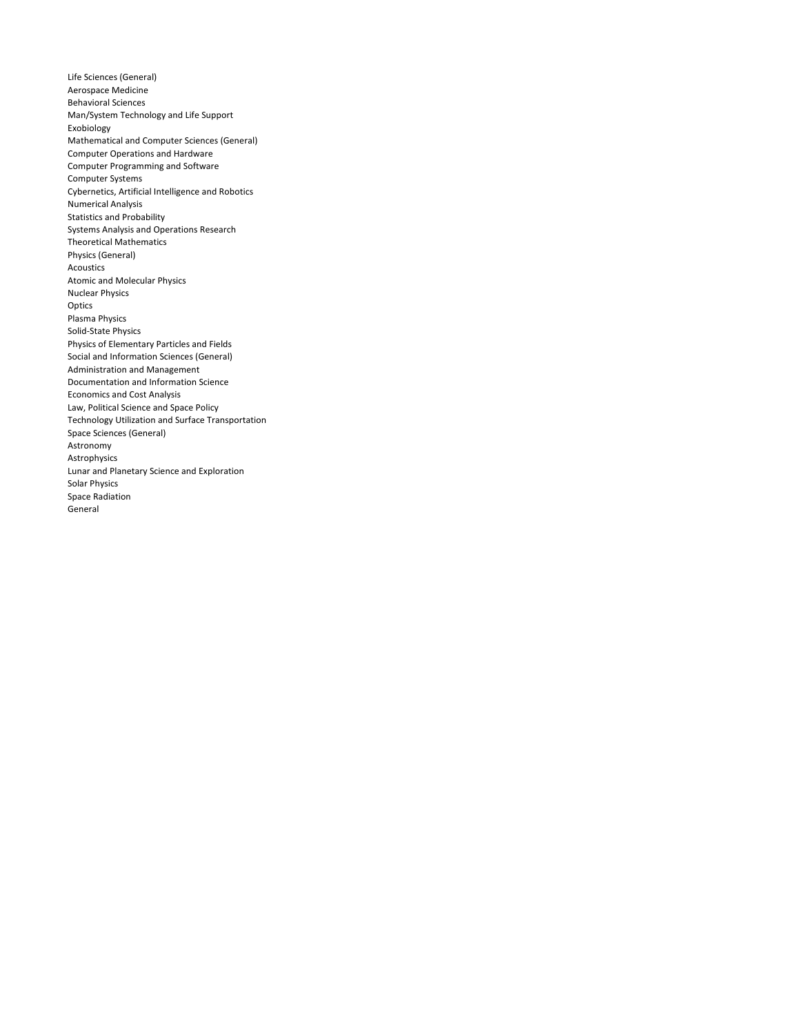Life Sciences (General)
Aerospace Medicine
Behavioral Sciences
Man/System Technology and Life Support
Exobiology
Mathematical and Computer Sciences (General)
Computer Operations and Hardware
Computer Programming and Software
Computer Systems
Cybernetics, Artificial Intelligence and Robotics
Numerical Analysis
Statistics and Probability
Systems Analysis and Operations Research
Theoretical Mathematics
Physics (General)
Acoustics
Atomic and Molecular Physics
Nuclear Physics
Optics
Plasma Physics
Solid-State Physics
Physics of Elementary Particles and Fields
Social and Information Sciences (General)
Administration and Management
Documentation and Information Science
Economics and Cost Analysis
Law, Political Science and Space Policy
Technology Utilization and Surface Transportation
Space Sciences (General)
Astronomy
Astrophysics
Lunar and Planetary Science and Exploration
Solar Physics
Space Radiation
General